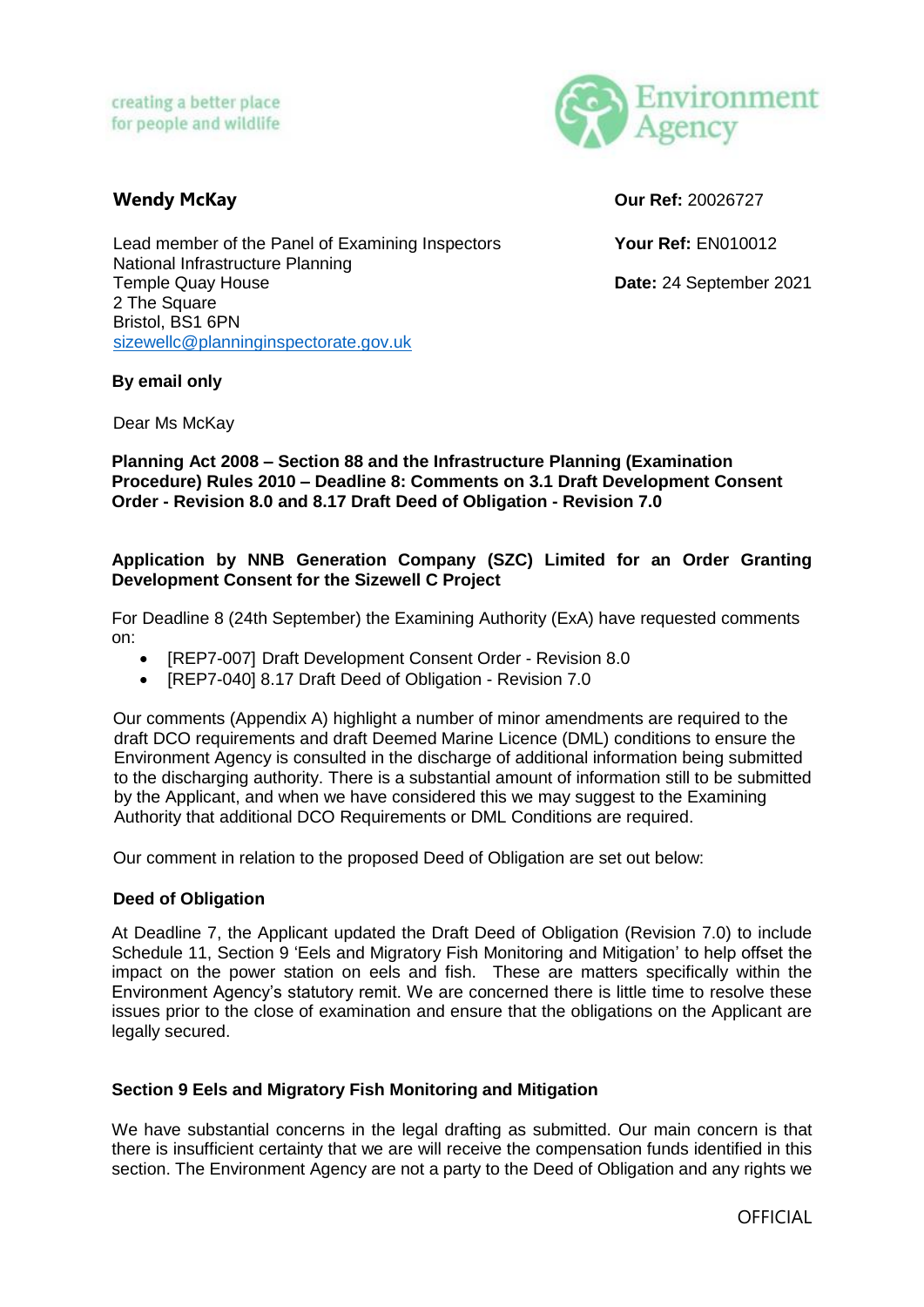creating a better place
for people and wildlife

**Wendy McKay**

Lead member of the Panel of Examining Inspectors
National Infrastructure Planning
Temple Quay House
2 The Square
Bristol, BS1 6PN
sizewellc@planninginspectorate.gov.uk

**Our Ref:** 20026727

**Your Ref:** EN010012

**Date:** 24 September 2021

**By email only**

Dear Ms McKay

**Planning Act 2008 – Section 88 and the Infrastructure Planning (Examination Procedure) Rules 2010 – Deadline 8: Comments on 3.1 Draft Development Consent Order - Revision 8.0 and 8.17 Draft Deed of Obligation - Revision 7.0**

**Application by NNB Generation Company (SZC) Limited for an Order Granting Development Consent for the Sizewell C Project**

For Deadline 8 (24th September) the Examining Authority (ExA) have requested comments on:

- [REP7-007] Draft Development Consent Order - Revision 8.0
- [REP7-040] 8.17 Draft Deed of Obligation - Revision 7.0

Our comments (Appendix A) highlight a number of minor amendments are required to the draft DCO requirements and draft Deemed Marine Licence (DML) conditions to ensure the Environment Agency is consulted in the discharge of additional information being submitted to the discharging authority. There is a substantial amount of information still to be submitted by the Applicant, and when we have considered this we may suggest to the Examining Authority that additional DCO Requirements or DML Conditions are required.

Our comment in relation to the proposed Deed of Obligation are set out below:

**Deed of Obligation**

At Deadline 7, the Applicant updated the Draft Deed of Obligation (Revision 7.0) to include Schedule 11, Section 9 'Eels and Migratory Fish Monitoring and Mitigation' to help offset the impact on the power station on eels and fish. These are matters specifically within the Environment Agency's statutory remit. We are concerned there is little time to resolve these issues prior to the close of examination and ensure that the obligations on the Applicant are legally secured.

**Section 9 Eels and Migratory Fish Monitoring and Mitigation**

We have substantial concerns in the legal drafting as submitted. Our main concern is that there is insufficient certainty that we are will receive the compensation funds identified in this section. The Environment Agency are not a party to the Deed of Obligation and any rights we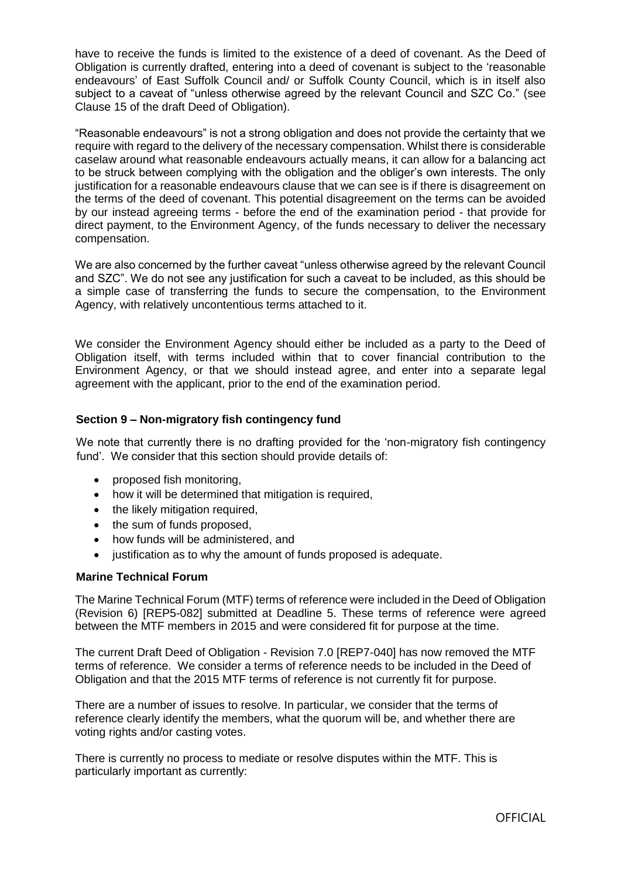have to receive the funds is limited to the existence of a deed of covenant. As the Deed of Obligation is currently drafted, entering into a deed of covenant is subject to the 'reasonable endeavours' of East Suffolk Council and/ or Suffolk County Council, which is in itself also subject to a caveat of "unless otherwise agreed by the relevant Council and SZC Co." (see Clause 15 of the draft Deed of Obligation).

"Reasonable endeavours" is not a strong obligation and does not provide the certainty that we require with regard to the delivery of the necessary compensation. Whilst there is considerable caselaw around what reasonable endeavours actually means, it can allow for a balancing act to be struck between complying with the obligation and the obliger's own interests. The only justification for a reasonable endeavours clause that we can see is if there is disagreement on the terms of the deed of covenant. This potential disagreement on the terms can be avoided by our instead agreeing terms - before the end of the examination period - that provide for direct payment, to the Environment Agency, of the funds necessary to deliver the necessary compensation.

We are also concerned by the further caveat "unless otherwise agreed by the relevant Council and SZC". We do not see any justification for such a caveat to be included, as this should be a simple case of transferring the funds to secure the compensation, to the Environment Agency, with relatively uncontentious terms attached to it.

We consider the Environment Agency should either be included as a party to the Deed of Obligation itself, with terms included within that to cover financial contribution to the Environment Agency, or that we should instead agree, and enter into a separate legal agreement with the applicant, prior to the end of the examination period.

**Section 9 – Non-migratory fish contingency fund**

We note that currently there is no drafting provided for the 'non-migratory fish contingency fund'. We consider that this section should provide details of:

- proposed fish monitoring,
- how it will be determined that mitigation is required,
- the likely mitigation required,
- the sum of funds proposed,
- how funds will be administered, and
- justification as to why the amount of funds proposed is adequate.

**Marine Technical Forum**

The Marine Technical Forum (MTF) terms of reference were included in the Deed of Obligation (Revision 6) [REP5-082] submitted at Deadline 5. These terms of reference were agreed between the MTF members in 2015 and were considered fit for purpose at the time.

The current Draft Deed of Obligation - Revision 7.0 [REP7-040] has now removed the MTF terms of reference. We consider a terms of reference needs to be included in the Deed of Obligation and that the 2015 MTF terms of reference is not currently fit for purpose.

There are a number of issues to resolve. In particular, we consider that the terms of reference clearly identify the members, what the quorum will be, and whether there are voting rights and/or casting votes.

There is currently no process to mediate or resolve disputes within the MTF. This is particularly important as currently: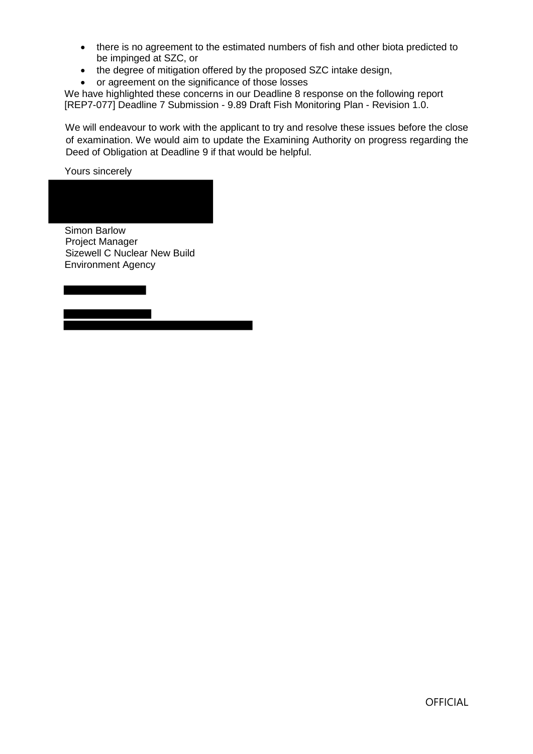- there is no agreement to the estimated numbers of fish and other biota predicted to be impinged at SZC, or
- the degree of mitigation offered by the proposed SZC intake design,
- or agreement on the significance of those losses

We have highlighted these concerns in our Deadline 8 response on the following report [REP7-077] Deadline 7 Submission - 9.89 Draft Fish Monitoring Plan - Revision 1.0.

We will endeavour to work with the applicant to try and resolve these issues before the close of examination. We would aim to update the Examining Authority on progress regarding the Deed of Obligation at Deadline 9 if that would be helpful.

Yours sincerely

Simon Barlow
Project Manager
Sizewell C Nuclear New Build
Environment Agency

OFFICIAL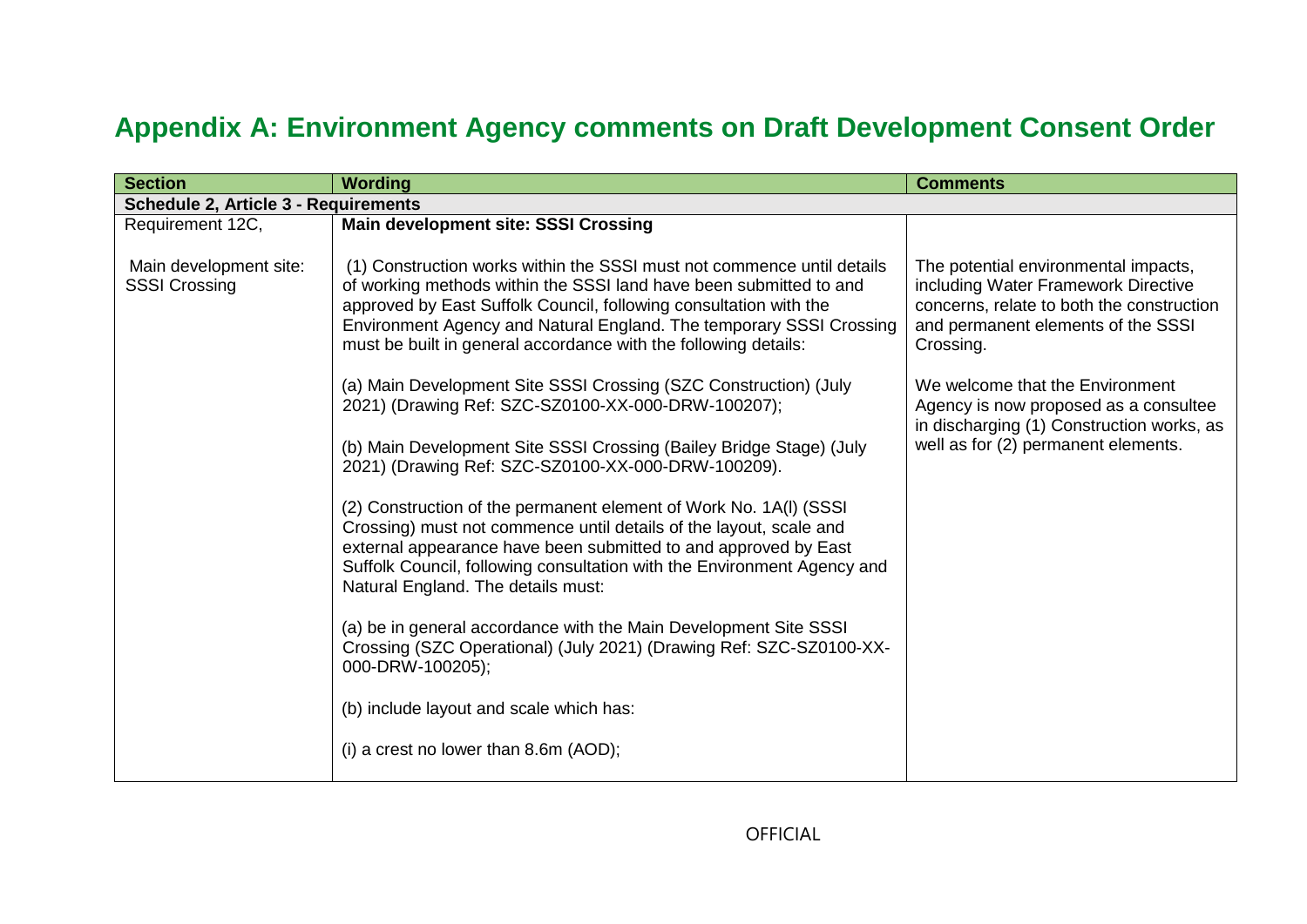# Appendix A: Environment Agency comments on Draft Development Consent Order

| Section | Wording | Comments |
|---|---|---|
| **Schedule 2, Article 3 - Requirements** | | |
| Requirement 12C,<br><br>Main development site: SSSI Crossing | **Main development site: SSSI Crossing**<br><br>(1) Construction works within the SSSI must not commence until details of working methods within the SSSI land have been submitted to and approved by East Suffolk Council, following consultation with the Environment Agency and Natural England. The temporary SSSI Crossing must be built in general accordance with the following details:<br><br>(a) Main Development Site SSSI Crossing (SZC Construction) (July 2021) (Drawing Ref: SZC-SZ0100-XX-000-DRW-100207);<br><br>(b) Main Development Site SSSI Crossing (Bailey Bridge Stage) (July 2021) (Drawing Ref: SZC-SZ0100-XX-000-DRW-100209).<br><br>(2) Construction of the permanent element of Work No. 1A(l) (SSSI Crossing) must not commence until details of the layout, scale and external appearance have been submitted to and approved by East Suffolk Council, following consultation with the Environment Agency and Natural England. The details must:<br><br>(a) be in general accordance with the Main Development Site SSSI Crossing (SZC Operational) (July 2021) (Drawing Ref: SZC-SZ0100-XX-000-DRW-100205);<br><br>(b) include layout and scale which has:<br><br>(i) a crest no lower than 8.6m (AOD); | The potential environmental impacts, including Water Framework Directive concerns, relate to both the construction and permanent elements of the SSSI Crossing.<br><br>We welcome that the Environment Agency is now proposed as a consultee in discharging (1) Construction works, as well as for (2) permanent elements. |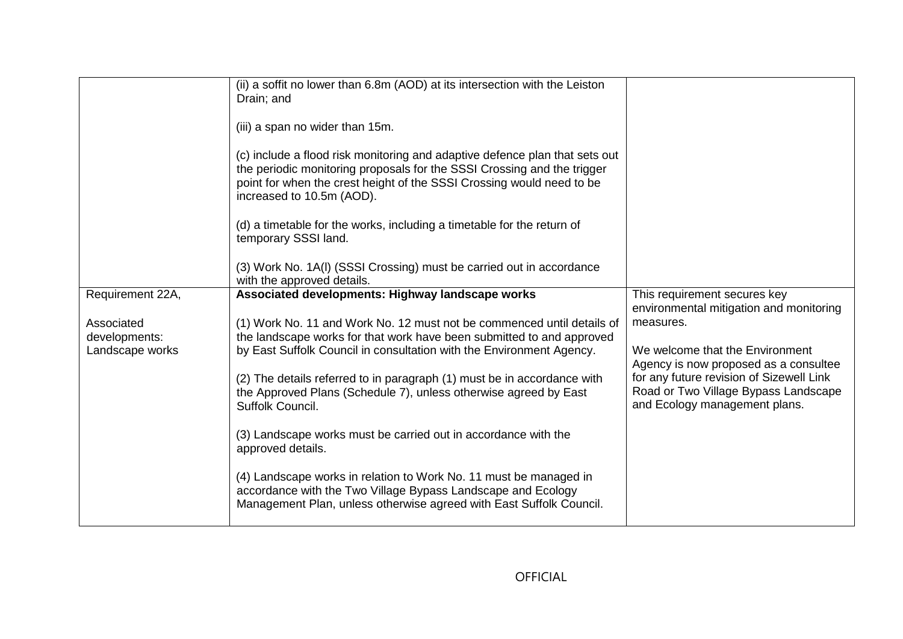| | | |
|---|---|---|
| | (ii) a soffit no lower than 6.8m (AOD) at its intersection with the Leiston Drain; and<br><br>(iii) a span no wider than 15m.<br><br>(c) include a flood risk monitoring and adaptive defence plan that sets out the periodic monitoring proposals for the SSSI Crossing and the trigger point for when the crest height of the SSSI Crossing would need to be increased to 10.5m (AOD).<br><br>(d) a timetable for the works, including a timetable for the return of temporary SSSI land.<br><br>(3) Work No. 1A(l) (SSSI Crossing) must be carried out in accordance with the approved details. | |
| Requirement 22A,<br><br>Associated developments: Landscape works | **Associated developments: Highway landscape works**<br><br>(1) Work No. 11 and Work No. 12 must not be commenced until details of the landscape works for that work have been submitted to and approved by East Suffolk Council in consultation with the Environment Agency.<br><br>(2) The details referred to in paragraph (1) must be in accordance with the Approved Plans (Schedule 7), unless otherwise agreed by East Suffolk Council.<br><br>(3) Landscape works must be carried out in accordance with the approved details.<br><br>(4) Landscape works in relation to Work No. 11 must be managed in accordance with the Two Village Bypass Landscape and Ecology Management Plan, unless otherwise agreed with East Suffolk Council. | This requirement secures key environmental mitigation and monitoring measures.<br><br>We welcome that the Environment Agency is now proposed as a consultee for any future revision of Sizewell Link Road or Two Village Bypass Landscape and Ecology management plans. |

OFFICIAL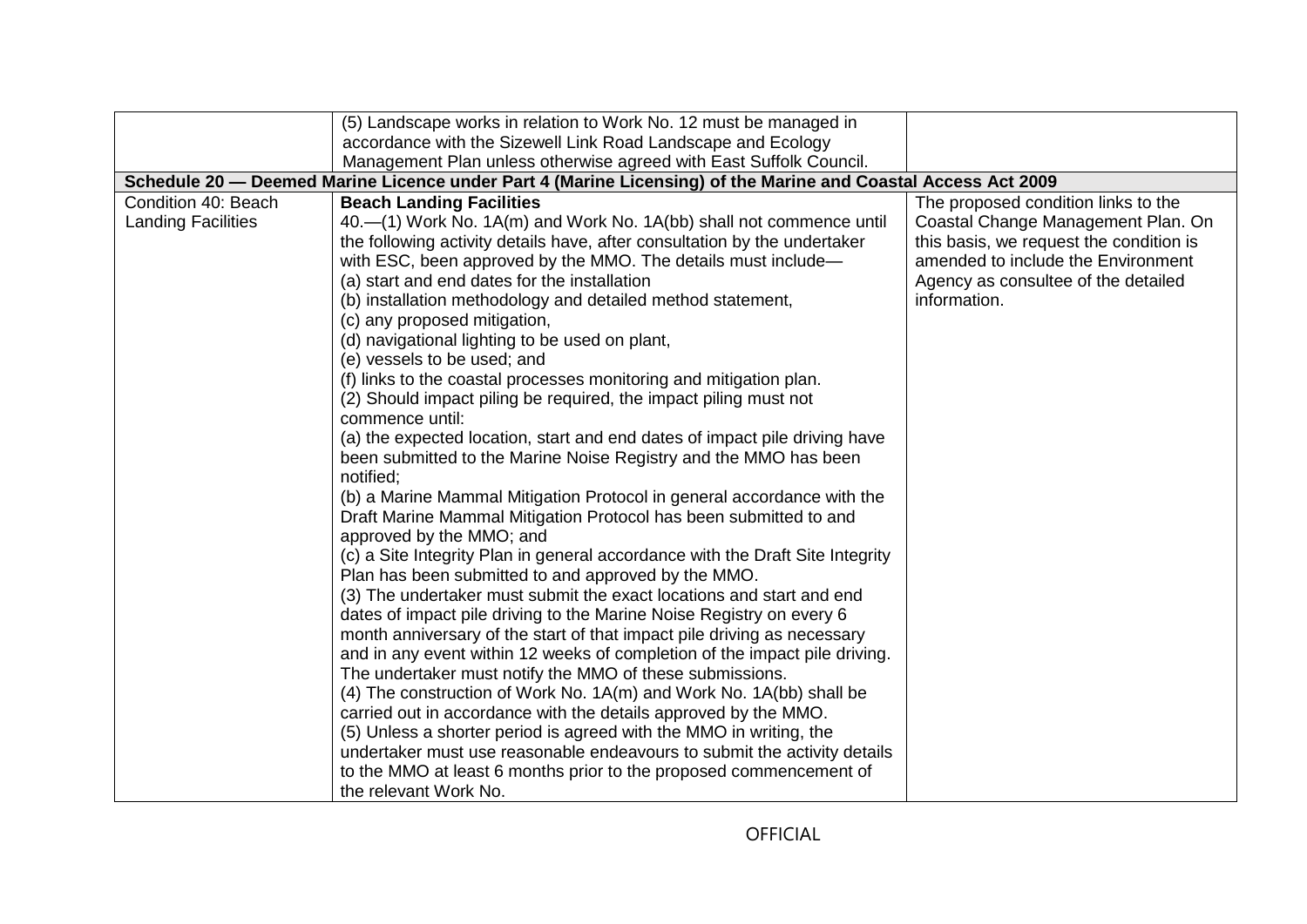| | | |
|---|---|---|
| | (5) Landscape works in relation to Work No. 12 must be managed in accordance with the Sizewell Link Road Landscape and Ecology Management Plan unless otherwise agreed with East Suffolk Council. | |
| **Schedule 20 — Deemed Marine Licence under Part 4 (Marine Licensing) of the Marine and Coastal Access Act 2009** | | |
| Condition 40: Beach Landing Facilities | **Beach Landing Facilities**<br>40.—(1) Work No. 1A(m) and Work No. 1A(bb) shall not commence until the following activity details have, after consultation by the undertaker with ESC, been approved by the MMO. The details must include—<br>(a) start and end dates for the installation<br>(b) installation methodology and detailed method statement,<br>(c) any proposed mitigation,<br>(d) navigational lighting to be used on plant,<br>(e) vessels to be used; and<br>(f) links to the coastal processes monitoring and mitigation plan.<br>(2) Should impact piling be required, the impact piling must not commence until:<br>(a) the expected location, start and end dates of impact pile driving have been submitted to the Marine Noise Registry and the MMO has been notified;<br>(b) a Marine Mammal Mitigation Protocol in general accordance with the Draft Marine Mammal Mitigation Protocol has been submitted to and approved by the MMO; and<br>(c) a Site Integrity Plan in general accordance with the Draft Site Integrity Plan has been submitted to and approved by the MMO.<br>(3) The undertaker must submit the exact locations and start and end dates of impact pile driving to the Marine Noise Registry on every 6 month anniversary of the start of that impact pile driving as necessary and in any event within 12 weeks of completion of the impact pile driving. The undertaker must notify the MMO of these submissions.<br>(4) The construction of Work No. 1A(m) and Work No. 1A(bb) shall be carried out in accordance with the details approved by the MMO.<br>(5) Unless a shorter period is agreed with the MMO in writing, the undertaker must use reasonable endeavours to submit the activity details to the MMO at least 6 months prior to the proposed commencement of the relevant Work No. | The proposed condition links to the Coastal Change Management Plan. On this basis, we request the condition is amended to include the Environment Agency as consultee of the detailed information. |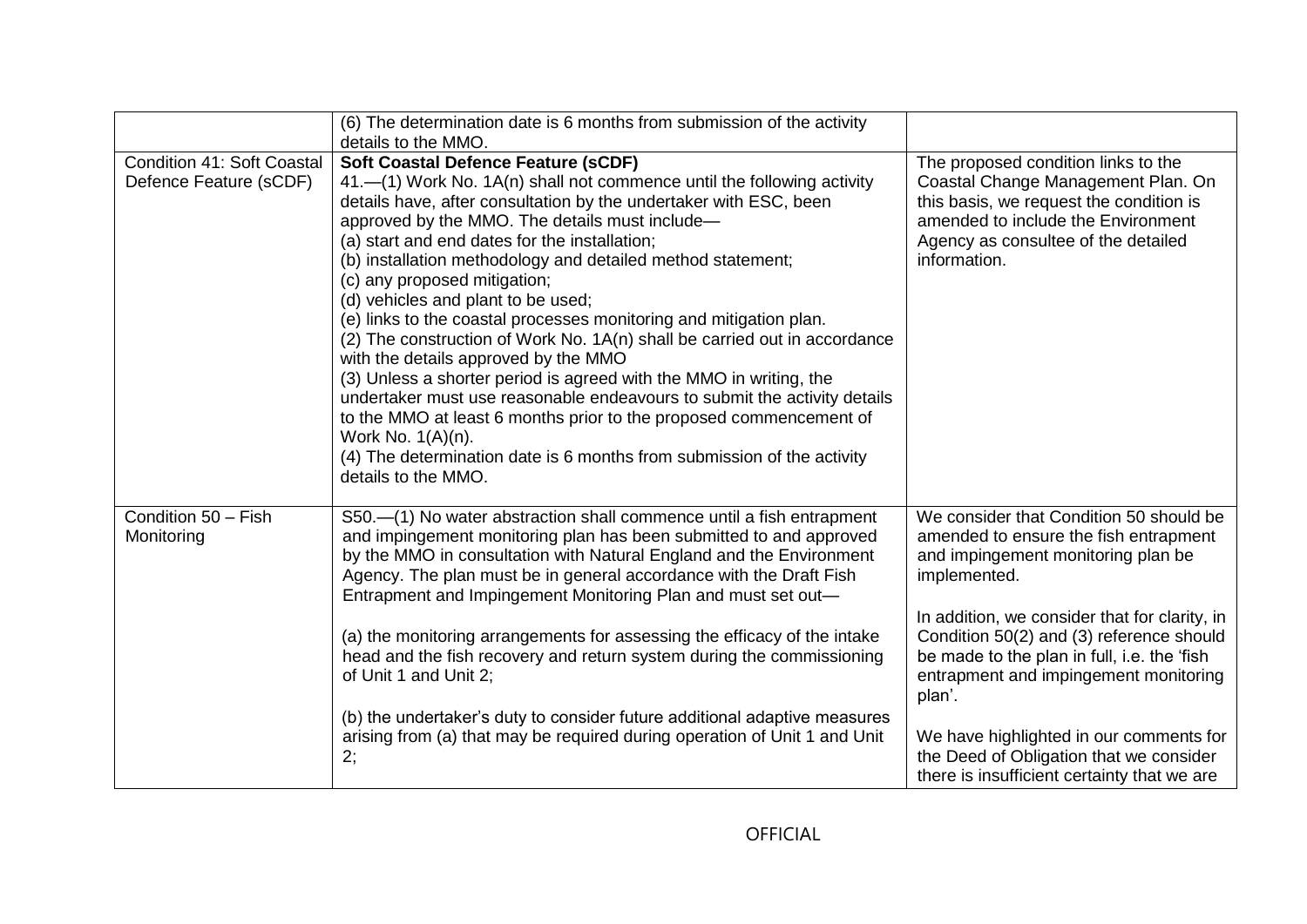| | | |
|---|---|---|
| | (6) The determination date is 6 months from submission of the activity details to the MMO. | |
| Condition 41: Soft Coastal Defence Feature (sCDF) | **Soft Coastal Defence Feature (sCDF)**<br>41.—(1) Work No. 1A(n) shall not commence until the following activity details have, after consultation by the undertaker with ESC, been approved by the MMO. The details must include—<br>(a) start and end dates for the installation;<br>(b) installation methodology and detailed method statement;<br>(c) any proposed mitigation;<br>(d) vehicles and plant to be used;<br>(e) links to the coastal processes monitoring and mitigation plan.<br>(2) The construction of Work No. 1A(n) shall be carried out in accordance with the details approved by the MMO<br>(3) Unless a shorter period is agreed with the MMO in writing, the undertaker must use reasonable endeavours to submit the activity details to the MMO at least 6 months prior to the proposed commencement of Work No. 1(A)(n).<br>(4) The determination date is 6 months from submission of the activity details to the MMO. | The proposed condition links to the Coastal Change Management Plan. On this basis, we request the condition is amended to include the Environment Agency as consultee of the detailed information. |
| Condition 50 – Fish Monitoring | S50.—(1) No water abstraction shall commence until a fish entrapment and impingement monitoring plan has been submitted to and approved by the MMO in consultation with Natural England and the Environment Agency. The plan must be in general accordance with the Draft Fish Entrapment and Impingement Monitoring Plan and must set out—<br><br>(a) the monitoring arrangements for assessing the efficacy of the intake head and the fish recovery and return system during the commissioning of Unit 1 and Unit 2;<br><br>(b) the undertaker's duty to consider future additional adaptive measures arising from (a) that may be required during operation of Unit 1 and Unit 2; | We consider that Condition 50 should be amended to ensure the fish entrapment and impingement monitoring plan be implemented.<br><br>In addition, we consider that for clarity, in Condition 50(2) and (3) reference should be made to the plan in full, i.e. the 'fish entrapment and impingement monitoring plan'.<br><br>We have highlighted in our comments for the Deed of Obligation that we consider there is insufficient certainty that we are |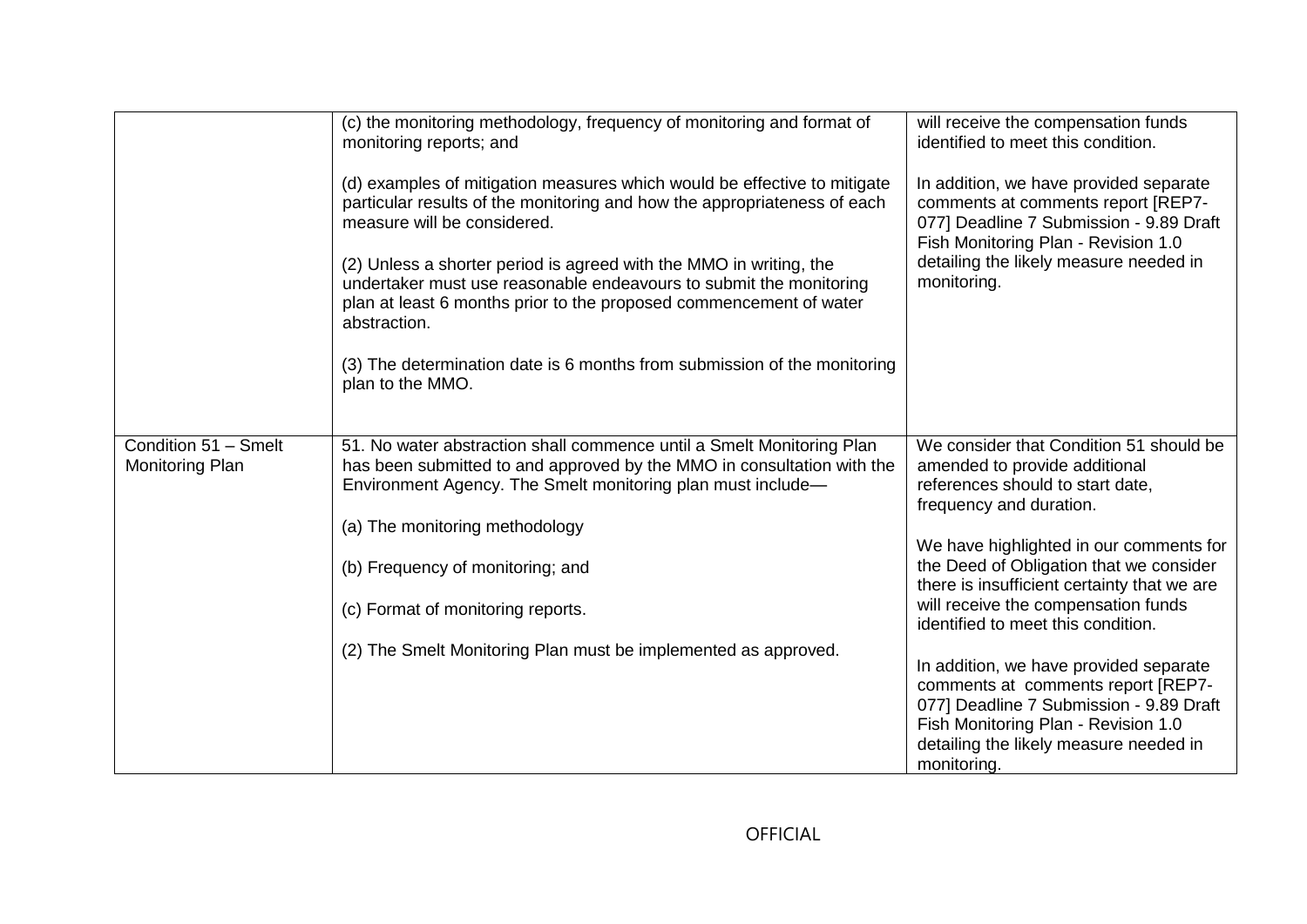| | | |
|---|---|---|
| | (c) the monitoring methodology, frequency of monitoring and format of monitoring reports; and<br><br>(d) examples of mitigation measures which would be effective to mitigate particular results of the monitoring and how the appropriateness of each measure will be considered.<br><br>(2) Unless a shorter period is agreed with the MMO in writing, the undertaker must use reasonable endeavours to submit the monitoring plan at least 6 months prior to the proposed commencement of water abstraction.<br><br>(3) The determination date is 6 months from submission of the monitoring plan to the MMO. | will receive the compensation funds identified to meet this condition.<br><br>In addition, we have provided separate comments at comments report [REP7-077] Deadline 7 Submission - 9.89 Draft Fish Monitoring Plan - Revision 1.0 detailing the likely measure needed in monitoring. |
| Condition 51 – Smelt Monitoring Plan | 51. No water abstraction shall commence until a Smelt Monitoring Plan has been submitted to and approved by the MMO in consultation with the Environment Agency. The Smelt monitoring plan must include—<br><br>(a) The monitoring methodology<br><br>(b) Frequency of monitoring; and<br><br>(c) Format of monitoring reports.<br><br>(2) The Smelt Monitoring Plan must be implemented as approved. | We consider that Condition 51 should be amended to provide additional references should to start date, frequency and duration.<br><br>We have highlighted in our comments for the Deed of Obligation that we consider there is insufficient certainty that we are will receive the compensation funds identified to meet this condition.<br><br>In addition, we have provided separate comments at comments report [REP7-077] Deadline 7 Submission - 9.89 Draft Fish Monitoring Plan - Revision 1.0 detailing the likely measure needed in monitoring. |

OFFICIAL